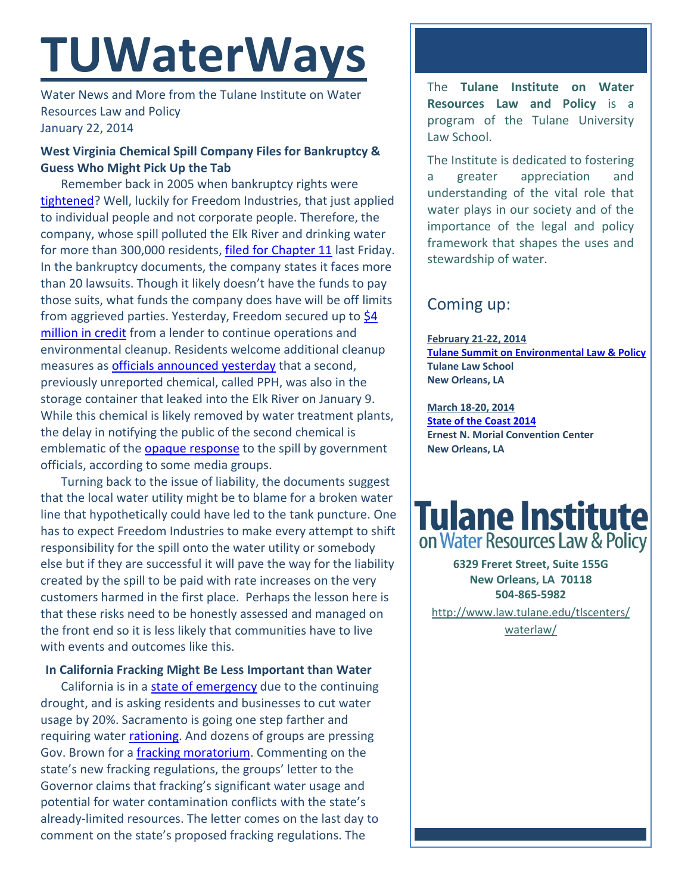# TUWaterWays

Water News and More from the Tulane Institute on Water Resources Law and Policy
January 22, 2014

### West Virginia Chemical Spill Company Files for Bankruptcy & Guess Who Might Pick Up the Tab

Remember back in 2005 when bankruptcy rights were tightened? Well, luckily for Freedom Industries, that just applied to individual people and not corporate people. Therefore, the company, whose spill polluted the Elk River and drinking water for more than 300,000 residents, filed for Chapter 11 last Friday. In the bankruptcy documents, the company states it faces more than 20 lawsuits. Though it likely doesn't have the funds to pay those suits, what funds the company does have will be off limits from aggrieved parties. Yesterday, Freedom secured up to $4 million in credit from a lender to continue operations and environmental cleanup. Residents welcome additional cleanup measures as officials announced yesterday that a second, previously unreported chemical, called PPH, was also in the storage container that leaked into the Elk River on January 9. While this chemical is likely removed by water treatment plants, the delay in notifying the public of the second chemical is emblematic of the opaque response to the spill by government officials, according to some media groups.

Turning back to the issue of liability, the documents suggest that the local water utility might be to blame for a broken water line that hypothetically could have led to the tank puncture. One has to expect Freedom Industries to make every attempt to shift responsibility for the spill onto the water utility or somebody else but if they are successful it will pave the way for the liability created by the spill to be paid with rate increases on the very customers harmed in the first place. Perhaps the lesson here is that these risks need to be honestly assessed and managed on the front end so it is less likely that communities have to live with events and outcomes like this.

### In California Fracking Might Be Less Important than Water

California is in a state of emergency due to the continuing drought, and is asking residents and businesses to cut water usage by 20%. Sacramento is going one step farther and requiring water rationing. And dozens of groups are pressing Gov. Brown for a fracking moratorium. Commenting on the state's new fracking regulations, the groups' letter to the Governor claims that fracking's significant water usage and potential for water contamination conflicts with the state's already-limited resources. The letter comes on the last day to comment on the state's proposed fracking regulations. The

---

The **Tulane Institute on Water Resources Law and Policy** is a program of the Tulane University Law School.

The Institute is dedicated to fostering a greater appreciation and understanding of the vital role that water plays in our society and of the importance of the legal and policy framework that shapes the uses and stewardship of water.

## Coming up:

**February 21-22, 2014**
**Tulane Summit on Environmental Law & Policy**
**Tulane Law School**
**New Orleans, LA**

**March 18-20, 2014**
**State of the Coast 2014**
**Ernest N. Morial Convention Center**
**New Orleans, LA**

**Tulane Institute on Water Resources Law & Policy**

**6329 Freret Street, Suite 155G**
**New Orleans, LA 70118**
**504-865-5982**

http://www.law.tulane.edu/tlscenters/waterlaw/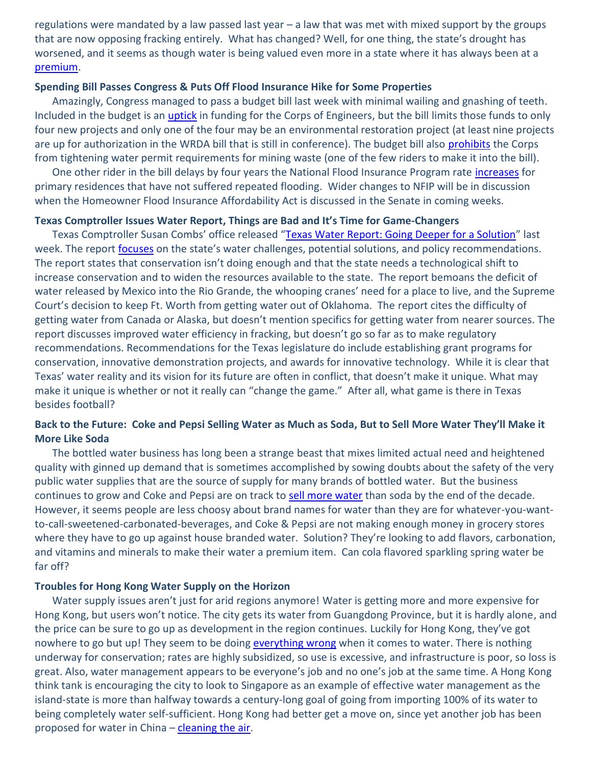regulations were mandated by a law passed last year – a law that was met with mixed support by the groups that are now opposing fracking entirely. What has changed? Well, for one thing, the state's drought has worsened, and it seems as though water is being valued even more in a state where it has always been at a premium.

**Spending Bill Passes Congress & Puts Off Flood Insurance Hike for Some Properties**

Amazingly, Congress managed to pass a budget bill last week with minimal wailing and gnashing of teeth. Included in the budget is an uptick in funding for the Corps of Engineers, but the bill limits those funds to only four new projects and only one of the four may be an environmental restoration project (at least nine projects are up for authorization in the WRDA bill that is still in conference). The budget bill also prohibits the Corps from tightening water permit requirements for mining waste (one of the few riders to make it into the bill).

One other rider in the bill delays by four years the National Flood Insurance Program rate increases for primary residences that have not suffered repeated flooding. Wider changes to NFIP will be in discussion when the Homeowner Flood Insurance Affordability Act is discussed in the Senate in coming weeks.

**Texas Comptroller Issues Water Report, Things are Bad and It's Time for Game-Changers**

Texas Comptroller Susan Combs' office released "Texas Water Report: Going Deeper for a Solution" last week. The report focuses on the state's water challenges, potential solutions, and policy recommendations. The report states that conservation isn't doing enough and that the state needs a technological shift to increase conservation and to widen the resources available to the state. The report bemoans the deficit of water released by Mexico into the Rio Grande, the whooping cranes' need for a place to live, and the Supreme Court's decision to keep Ft. Worth from getting water out of Oklahoma. The report cites the difficulty of getting water from Canada or Alaska, but doesn't mention specifics for getting water from nearer sources. The report discusses improved water efficiency in fracking, but doesn't go so far as to make regulatory recommendations. Recommendations for the Texas legislature do include establishing grant programs for conservation, innovative demonstration projects, and awards for innovative technology. While it is clear that Texas' water reality and its vision for its future are often in conflict, that doesn't make it unique. What may make it unique is whether or not it really can "change the game." After all, what game is there in Texas besides football?

**Back to the Future: Coke and Pepsi Selling Water as Much as Soda, But to Sell More Water They'll Make it More Like Soda**

The bottled water business has long been a strange beast that mixes limited actual need and heightened quality with ginned up demand that is sometimes accomplished by sowing doubts about the safety of the very public water supplies that are the source of supply for many brands of bottled water. But the business continues to grow and Coke and Pepsi are on track to sell more water than soda by the end of the decade. However, it seems people are less choosy about brand names for water than they are for whatever-you-want-to-call-sweetened-carbonated-beverages, and Coke & Pepsi are not making enough money in grocery stores where they have to go up against house branded water. Solution? They're looking to add flavors, carbonation, and vitamins and minerals to make their water a premium item. Can cola flavored sparkling spring water be far off?

**Troubles for Hong Kong Water Supply on the Horizon**

Water supply issues aren't just for arid regions anymore! Water is getting more and more expensive for Hong Kong, but users won't notice. The city gets its water from Guangdong Province, but it is hardly alone, and the price can be sure to go up as development in the region continues. Luckily for Hong Kong, they've got nowhere to go but up! They seem to be doing everything wrong when it comes to water. There is nothing underway for conservation; rates are highly subsidized, so use is excessive, and infrastructure is poor, so loss is great. Also, water management appears to be everyone's job and no one's job at the same time. A Hong Kong think tank is encouraging the city to look to Singapore as an example of effective water management as the island-state is more than halfway towards a century-long goal of going from importing 100% of its water to being completely water self-sufficient. Hong Kong had better get a move on, since yet another job has been proposed for water in China – cleaning the air.